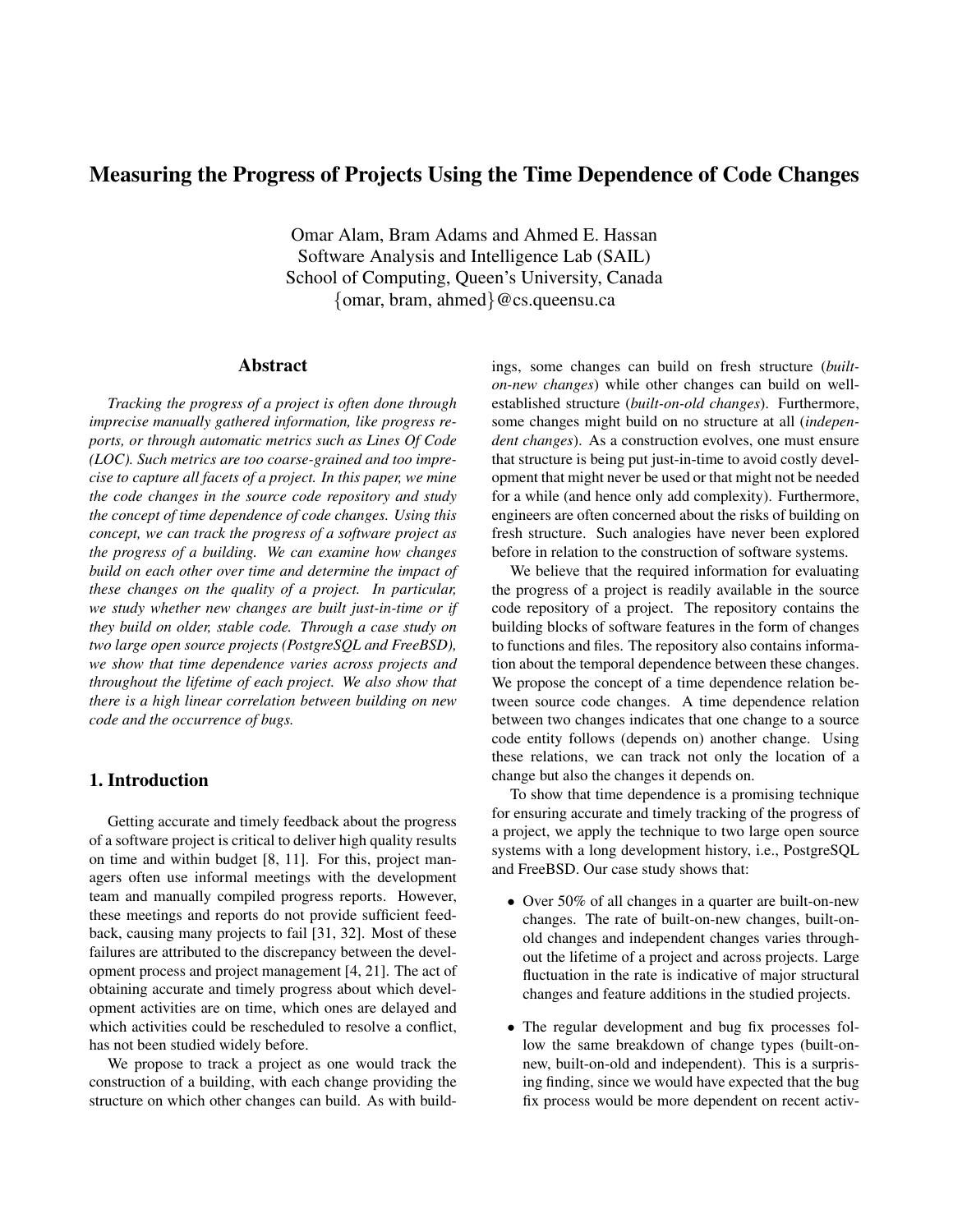# Measuring the Progress of Projects Using the Time Dependence of Code Changes

Omar Alam, Bram Adams and Ahmed E. Hassan
Software Analysis and Intelligence Lab (SAIL)
School of Computing, Queen's University, Canada
{omar, bram, ahmed}@cs.queensu.ca

## Abstract

*Tracking the progress of a project is often done through imprecise manually gathered information, like progress reports, or through automatic metrics such as Lines Of Code (LOC). Such metrics are too coarse-grained and too imprecise to capture all facets of a project. In this paper, we mine the code changes in the source code repository and study the concept of time dependence of code changes. Using this concept, we can track the progress of a software project as the progress of a building. We can examine how changes build on each other over time and determine the impact of these changes on the quality of a project. In particular, we study whether new changes are built just-in-time or if they build on older, stable code. Through a case study on two large open source projects (PostgreSQL and FreeBSD), we show that time dependence varies across projects and throughout the lifetime of each project. We also show that there is a high linear correlation between building on new code and the occurrence of bugs.*

## 1. Introduction

Getting accurate and timely feedback about the progress of a software project is critical to deliver high quality results on time and within budget [8, 11]. For this, project managers often use informal meetings with the development team and manually compiled progress reports. However, these meetings and reports do not provide sufficient feedback, causing many projects to fail [31, 32]. Most of these failures are attributed to the discrepancy between the development process and project management [4, 21]. The act of obtaining accurate and timely progress about which development activities are on time, which ones are delayed and which activities could be rescheduled to resolve a conflict, has not been studied widely before.

We propose to track a project as one would track the construction of a building, with each change providing the structure on which other changes can build. As with buildings, some changes can build on fresh structure (*built-on-new changes*) while other changes can build on well-established structure (*built-on-old changes*). Furthermore, some changes might build on no structure at all (*independent changes*). As a construction evolves, one must ensure that structure is being put just-in-time to avoid costly development that might never be used or that might not be needed for a while (and hence only add complexity). Furthermore, engineers are often concerned about the risks of building on fresh structure. Such analogies have never been explored before in relation to the construction of software systems.

We believe that the required information for evaluating the progress of a project is readily available in the source code repository of a project. The repository contains the building blocks of software features in the form of changes to functions and files. The repository also contains information about the temporal dependence between these changes. We propose the concept of a time dependence relation between source code changes. A time dependence relation between two changes indicates that one change to a source code entity follows (depends on) another change. Using these relations, we can track not only the location of a change but also the changes it depends on.

To show that time dependence is a promising technique for ensuring accurate and timely tracking of the progress of a project, we apply the technique to two large open source systems with a long development history, i.e., PostgreSQL and FreeBSD. Our case study shows that:

- Over 50% of all changes in a quarter are built-on-new changes. The rate of built-on-new changes, built-on-old changes and independent changes varies throughout the lifetime of a project and across projects. Large fluctuation in the rate is indicative of major structural changes and feature additions in the studied projects.

- The regular development and bug fix processes follow the same breakdown of change types (built-on-new, built-on-old and independent). This is a surprising finding, since we would have expected that the bug fix process would be more dependent on recent activ-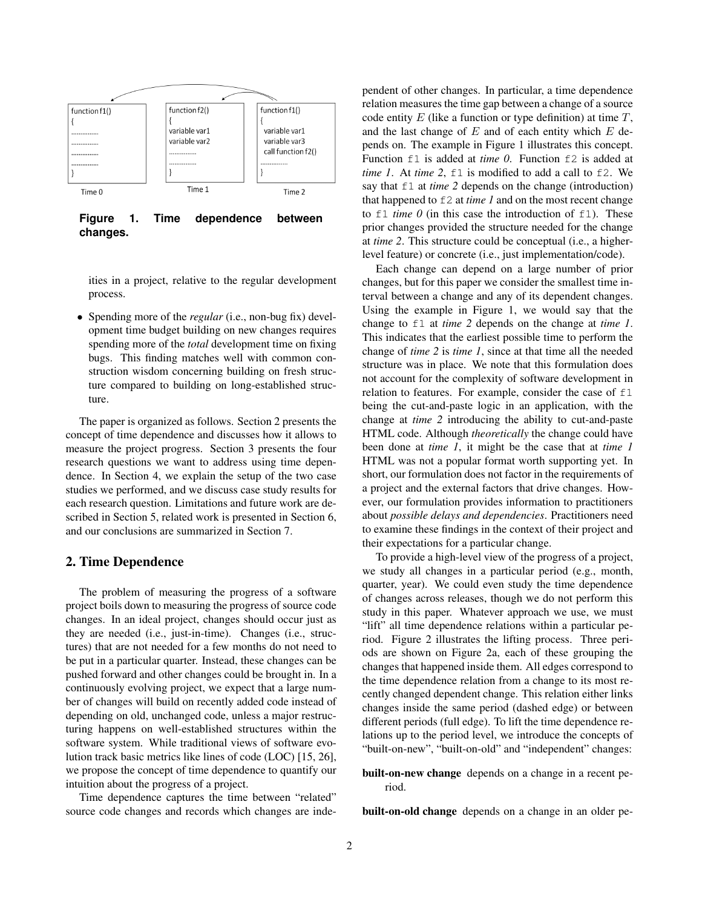**Figure 1. Time dependence between changes.**

ities in a project, relative to the regular development process.

- Spending more of the *regular* (i.e., non-bug fix) development time budget building on new changes requires spending more of the *total* development time on fixing bugs. This finding matches well with common construction wisdom concerning building on fresh structure compared to building on long-established structure.

The paper is organized as follows. Section 2 presents the concept of time dependence and discusses how it allows to measure the project progress. Section 3 presents the four research questions we want to address using time dependence. In Section 4, we explain the setup of the two case studies we performed, and we discuss case study results for each research question. Limitations and future work are described in Section 5, related work is presented in Section 6, and our conclusions are summarized in Section 7.

## 2. Time Dependence

The problem of measuring the progress of a software project boils down to measuring the progress of source code changes. In an ideal project, changes should occur just as they are needed (i.e., just-in-time). Changes (i.e., structures) that are not needed for a few months do not need to be put in a particular quarter. Instead, these changes can be pushed forward and other changes could be brought in. In a continuously evolving project, we expect that a large number of changes will build on recently added code instead of depending on old, unchanged code, unless a major restructuring happens on well-established structures within the software system. While traditional views of software evolution track basic metrics like lines of code (LOC) [15, 26], we propose the concept of time dependence to quantify our intuition about the progress of a project.

Time dependence captures the time between "related" source code changes and records which changes are independent of other changes. In particular, a time dependence relation measures the time gap between a change of a source code entity $E$ (like a function or type definition) at time $T$, and the last change of $E$ and of each entity which $E$ depends on. The example in Figure 1 illustrates this concept. Function `f1` is added at *time 0*. Function `f2` is added at *time 1*. At *time 2*, `f1` is modified to add a call to `f2`. We say that `f1` at *time 2* depends on the change (introduction) that happened to `f2` at *time 1* and on the most recent change to `f1` *time 0* (in this case the introduction of `f1`). These prior changes provided the structure needed for the change at *time 2*. This structure could be conceptual (i.e., a higher-level feature) or concrete (i.e., just implementation/code).

Each change can depend on a large number of prior changes, but for this paper we consider the smallest time interval between a change and any of its dependent changes. Using the example in Figure 1, we would say that the change to `f1` at *time 2* depends on the change at *time 1*. This indicates that the earliest possible time to perform the change of *time 2* is *time 1*, since at that time all the needed structure was in place. We note that this formulation does not account for the complexity of software development in relation to features. For example, consider the case of `f1` being the cut-and-paste logic in an application, with the change at *time 2* introducing the ability to cut-and-paste HTML code. Although *theoretically* the change could have been done at *time 1*, it might be the case that at *time 1* HTML was not a popular format worth supporting yet. In short, our formulation does not factor in the requirements of a project and the external factors that drive changes. However, our formulation provides information to practitioners about *possible delays and dependencies*. Practitioners need to examine these findings in the context of their project and their expectations for a particular change.

To provide a high-level view of the progress of a project, we study all changes in a particular period (e.g., month, quarter, year). We could even study the time dependence of changes across releases, though we do not perform this study in this paper. Whatever approach we use, we must "lift" all time dependence relations within a particular period. Figure 2 illustrates the lifting process. Three periods are shown on Figure 2a, each of these grouping the changes that happened inside them. All edges correspond to the time dependence relation from a change to its most recently changed dependent change. This relation either links changes inside the same period (dashed edge) or between different periods (full edge). To lift the time dependence relations up to the period level, we introduce the concepts of "built-on-new", "built-on-old" and "independent" changes:

**built-on-new change** depends on a change in a recent period.

**built-on-old change** depends on a change in an older pe-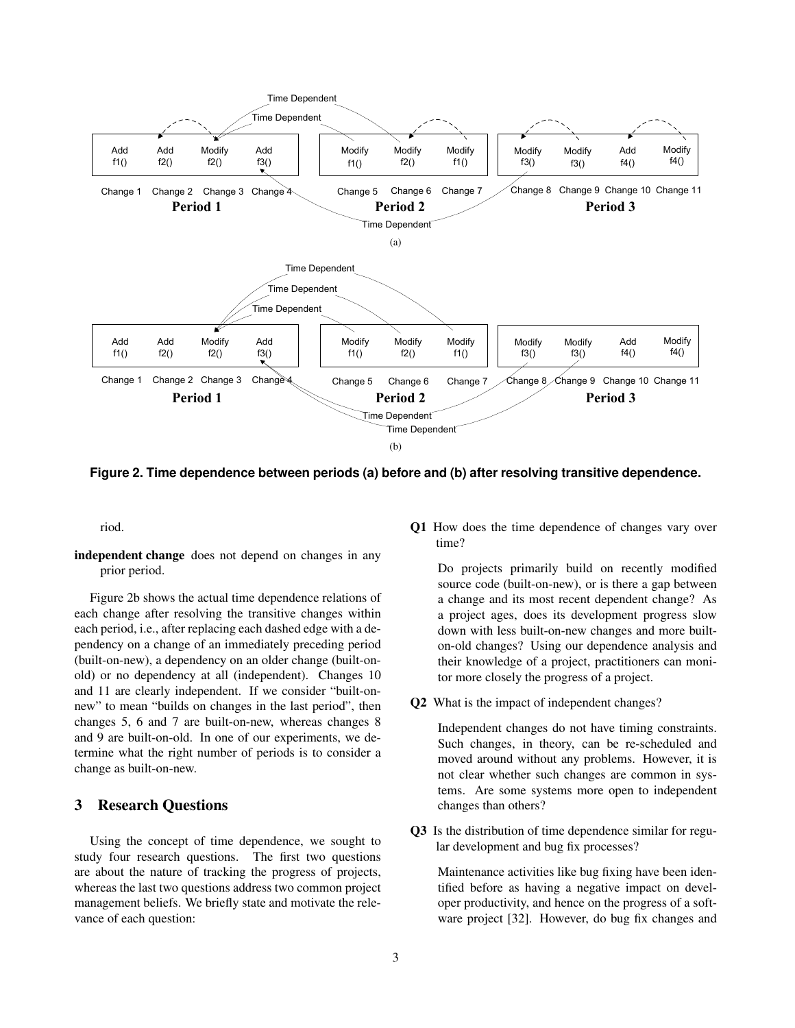Figure 2. Time dependence between periods (a) before and (b) after resolving transitive dependence.

riod.

**independent change** does not depend on changes in any prior period.

Figure 2b shows the actual time dependence relations of each change after resolving the transitive changes within each period, i.e., after replacing each dashed edge with a dependency on a change of an immediately preceding period (built-on-new), a dependency on an older change (built-on-old) or no dependency at all (independent). Changes 10 and 11 are clearly independent. If we consider "built-on-new" to mean "builds on changes in the last period", then changes 5, 6 and 7 are built-on-new, whereas changes 8 and 9 are built-on-old. In one of our experiments, we determine what the right number of periods is to consider a change as built-on-new.

## 3 Research Questions

Using the concept of time dependence, we sought to study four research questions. The first two questions are about the nature of tracking the progress of projects, whereas the last two questions address two common project management beliefs. We briefly state and motivate the relevance of each question:

**Q1** How does the time dependence of changes vary over time?

Do projects primarily build on recently modified source code (built-on-new), or is there a gap between a change and its most recent dependent change? As a project ages, does its development progress slow down with less built-on-new changes and more built-on-old changes? Using our dependence analysis and their knowledge of a project, practitioners can monitor more closely the progress of a project.

**Q2** What is the impact of independent changes?

Independent changes do not have timing constraints. Such changes, in theory, can be re-scheduled and moved around without any problems. However, it is not clear whether such changes are common in systems. Are some systems more open to independent changes than others?

**Q3** Is the distribution of time dependence similar for regular development and bug fix processes?

Maintenance activities like bug fixing have been identified before as having a negative impact on developer productivity, and hence on the progress of a software project [32]. However, do bug fix changes and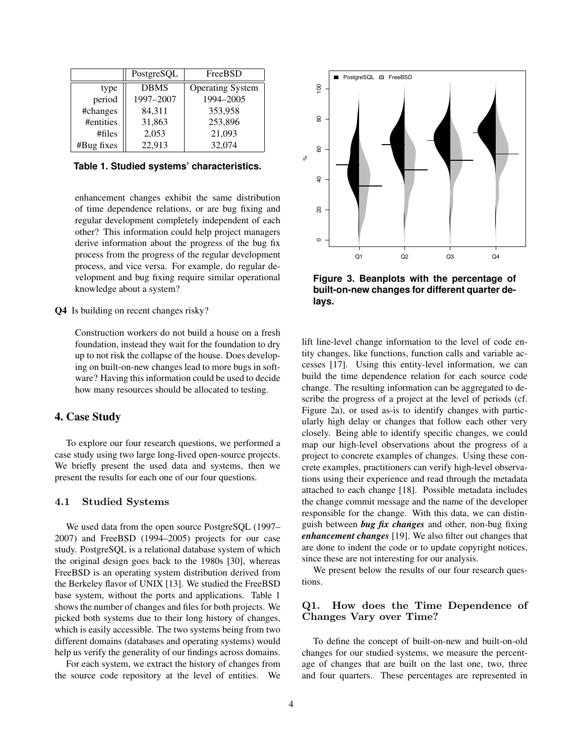|  | PostgreSQL | FreeBSD |
| --- | --- | --- |
| type | DBMS | Operating System |
| period | 1997–2007 | 1994–2005 |
| #changes | 84,311 | 353,958 |
| #entities | 31,863 | 253,896 |
| #files | 2,053 | 21,093 |
| #Bug fixes | 22,913 | 32,074 |

**Table 1. Studied systems' characteristics.**

enhancement changes exhibit the same distribution of time dependence relations, or are bug fixing and regular development completely independent of each other? This information could help project managers derive information about the progress of the bug fix process from the progress of the regular development process, and vice versa. For example, do regular development and bug fixing require similar operational knowledge about a system?

**Q4** Is building on recent changes risky?

Construction workers do not build a house on a fresh foundation, instead they wait for the foundation to dry up to not risk the collapse of the house. Does developing on built-on-new changes lead to more bugs in software? Having this information could be used to decide how many resources should be allocated to testing.

## 4. Case Study

To explore our four research questions, we performed a case study using two large long-lived open-source projects. We briefly present the used data and systems, then we present the results for each one of our four questions.

### 4.1 Studied Systems

We used data from the open source PostgreSQL (1997–2007) and FreeBSD (1994–2005) projects for our case study. PostgreSQL is a relational database system of which the original design goes back to the 1980s [30], whereas FreeBSD is an operating system distribution derived from the Berkeley flavor of UNIX [13]. We studied the FreeBSD base system, without the ports and applications. Table 1 shows the number of changes and files for both projects. We picked both systems due to their long history of changes, which is easily accessible. The two systems being from two different domains (databases and operating systems) would help us verify the generality of our findings across domains.

For each system, we extract the history of changes from the source code repository at the level of entities. We lift line-level change information to the level of code entity changes, like functions, function calls and variable accesses [17]. Using this entity-level information, we can build the time dependence relation for each source code change. The resulting information can be aggregated to describe the progress of a project at the level of periods (cf. Figure 2a), or used as-is to identify changes with particularly high delay or changes that follow each other very closely. Being able to identify specific changes, we could map our high-level observations about the progress of a project to concrete examples of changes. Using these concrete examples, practitioners can verify high-level observations using their experience and read through the metadata attached to each change [18]. Possible metadata includes the change commit message and the name of the developer responsible for the change. With this data, we can distinguish between ***bug fix changes*** and other, non-bug fixing ***enhancement changes*** [19]. We also filter out changes that are done to indent the code or to update copyright notices, since these are not interesting for our analysis.

**Figure 3. Beanplots with the percentage of built-on-new changes for different quarter delays.**

We present below the results of our four research questions.

### Q1. How does the Time Dependence of Changes Vary over Time?

To define the concept of built-on-new and built-on-old changes for our studied systems, we measure the percentage of changes that are built on the last one, two, three and four quarters. These percentages are represented in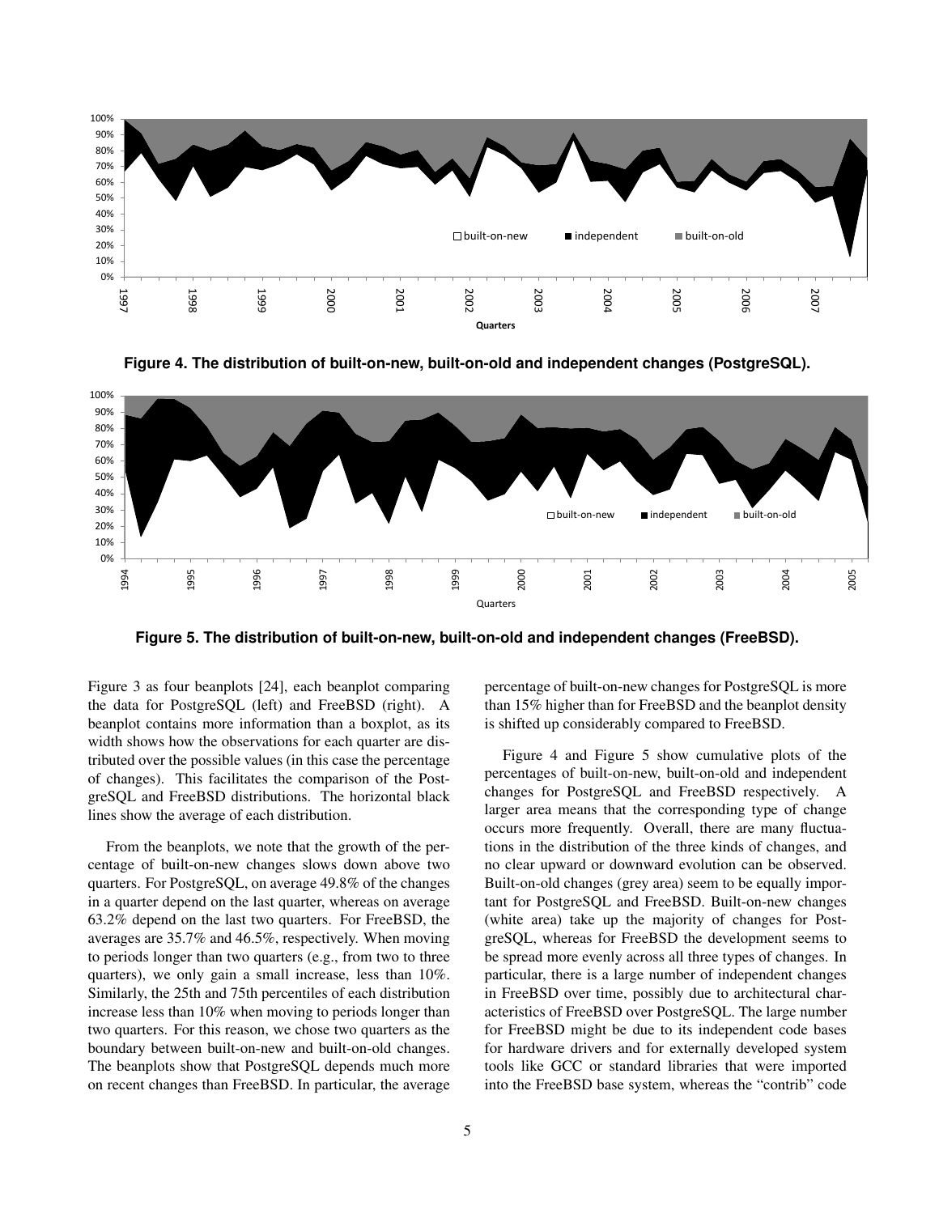Figure 4. The distribution of built-on-new, built-on-old and independent changes (PostgreSQL).

Figure 5. The distribution of built-on-new, built-on-old and independent changes (FreeBSD).

Figure 3 as four beanplots [24], each beanplot comparing the data for PostgreSQL (left) and FreeBSD (right). A beanplot contains more information than a boxplot, as its width shows how the observations for each quarter are distributed over the possible values (in this case the percentage of changes). This facilitates the comparison of the PostgreSQL and FreeBSD distributions. The horizontal black lines show the average of each distribution.

From the beanplots, we note that the growth of the percentage of built-on-new changes slows down above two quarters. For PostgreSQL, on average 49.8% of the changes in a quarter depend on the last quarter, whereas on average 63.2% depend on the last two quarters. For FreeBSD, the averages are 35.7% and 46.5%, respectively. When moving to periods longer than two quarters (e.g., from two to three quarters), we only gain a small increase, less than 10%. Similarly, the 25th and 75th percentiles of each distribution increase less than 10% when moving to periods longer than two quarters. For this reason, we chose two quarters as the boundary between built-on-new and built-on-old changes. The beanplots show that PostgreSQL depends much more on recent changes than FreeBSD. In particular, the average percentage of built-on-new changes for PostgreSQL is more than 15% higher than for FreeBSD and the beanplot density is shifted up considerably compared to FreeBSD.

Figure 4 and Figure 5 show cumulative plots of the percentages of built-on-new, built-on-old and independent changes for PostgreSQL and FreeBSD respectively. A larger area means that the corresponding type of change occurs more frequently. Overall, there are many fluctuations in the distribution of the three kinds of changes, and no clear upward or downward evolution can be observed. Built-on-old changes (grey area) seem to be equally important for PostgreSQL and FreeBSD. Built-on-new changes (white area) take up the majority of changes for PostgreSQL, whereas for FreeBSD the development seems to be spread more evenly across all three types of changes. In particular, there is a large number of independent changes in FreeBSD over time, possibly due to architectural characteristics of FreeBSD over PostgreSQL. The large number for FreeBSD might be due to its independent code bases for hardware drivers and for externally developed system tools like GCC or standard libraries that were imported into the FreeBSD base system, whereas the "contrib" code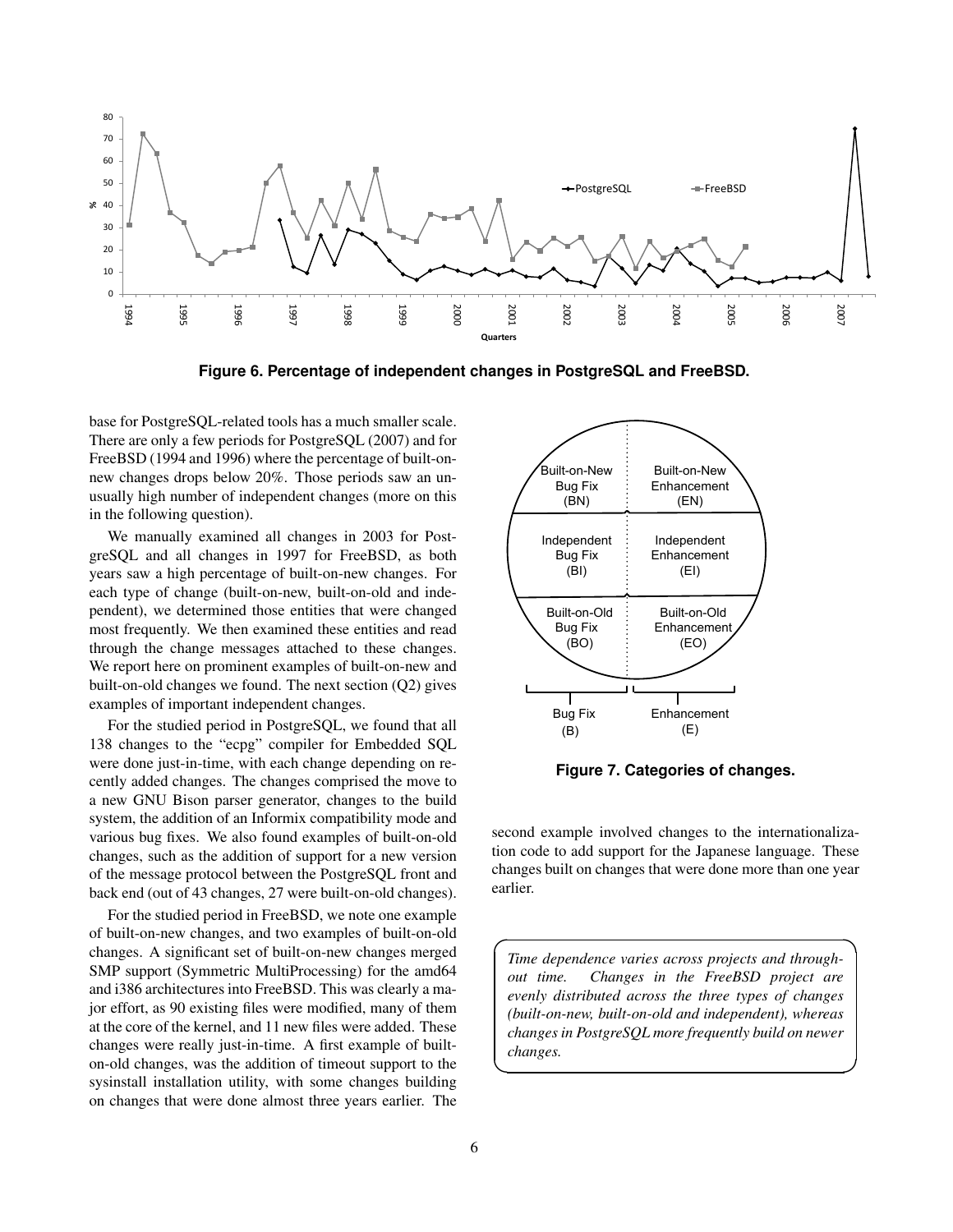**Figure 6. Percentage of independent changes in PostgreSQL and FreeBSD.**

base for PostgreSQL-related tools has a much smaller scale. There are only a few periods for PostgreSQL (2007) and for FreeBSD (1994 and 1996) where the percentage of built-on-new changes drops below 20%. Those periods saw an unusually high number of independent changes (more on this in the following question).

We manually examined all changes in 2003 for PostgreSQL and all changes in 1997 for FreeBSD, as both years saw a high percentage of built-on-new changes. For each type of change (built-on-new, built-on-old and independent), we determined those entities that were changed most frequently. We then examined these entities and read through the change messages attached to these changes. We report here on prominent examples of built-on-new and built-on-old changes we found. The next section (Q2) gives examples of important independent changes.

For the studied period in PostgreSQL, we found that all 138 changes to the "ecpg" compiler for Embedded SQL were done just-in-time, with each change depending on recently added changes. The changes comprised the move to a new GNU Bison parser generator, changes to the build system, the addition of an Informix compatibility mode and various bug fixes. We also found examples of built-on-old changes, such as the addition of support for a new version of the message protocol between the PostgreSQL front and back end (out of 43 changes, 27 were built-on-old changes).

For the studied period in FreeBSD, we note one example of built-on-new changes, and two examples of built-on-old changes. A significant set of built-on-new changes merged SMP support (Symmetric MultiProcessing) for the amd64 and i386 architectures into FreeBSD. This was clearly a major effort, as 90 existing files were modified, many of them at the core of the kernel, and 11 new files were added. These changes were really just-in-time. A first example of built-on-old changes, was the addition of timeout support to the sysinstall installation utility, with some changes building on changes that were done almost three years earlier. The second example involved changes to the internationalization code to add support for the Japanese language. These changes built on changes that were done more than one year earlier.

**Figure 7. Categories of changes.**

*Time dependence varies across projects and throughout time. Changes in the FreeBSD project are evenly distributed across the three types of changes (built-on-new, built-on-old and independent), whereas changes in PostgreSQL more frequently build on newer changes.*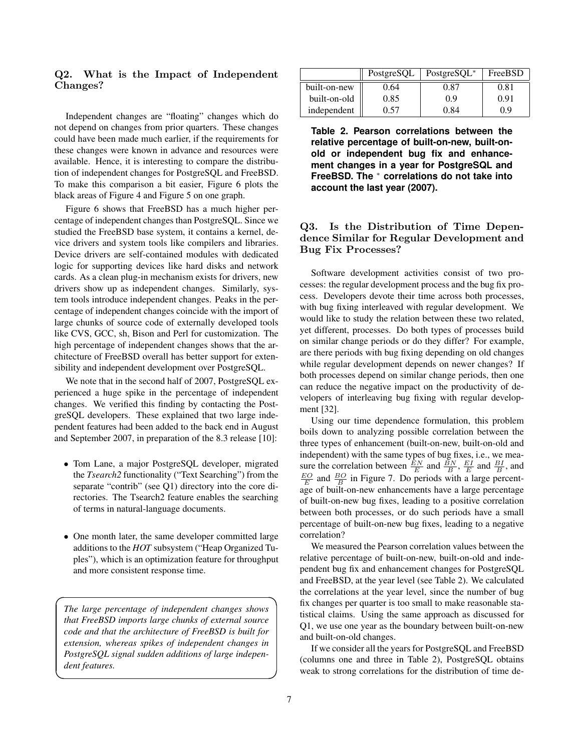## Q2. What is the Impact of Independent Changes?

Independent changes are "floating" changes which do not depend on changes from prior quarters. These changes could have been made much earlier, if the requirements for these changes were known in advance and resources were available. Hence, it is interesting to compare the distribution of independent changes for PostgreSQL and FreeBSD. To make this comparison a bit easier, Figure 6 plots the black areas of Figure 4 and Figure 5 on one graph.

Figure 6 shows that FreeBSD has a much higher percentage of independent changes than PostgreSQL. Since we studied the FreeBSD base system, it contains a kernel, device drivers and system tools like compilers and libraries. Device drivers are self-contained modules with dedicated logic for supporting devices like hard disks and network cards. As a clean plug-in mechanism exists for drivers, new drivers show up as independent changes. Similarly, system tools introduce independent changes. Peaks in the percentage of independent changes coincide with the import of large chunks of source code of externally developed tools like CVS, GCC, sh, Bison and Perl for customization. The high percentage of independent changes shows that the architecture of FreeBSD overall has better support for extensibility and independent development over PostgreSQL.

We note that in the second half of 2007, PostgreSQL experienced a huge spike in the percentage of independent changes. We verified this finding by contacting the PostgreSQL developers. These explained that two large independent features had been added to the back end in August and September 2007, in preparation of the 8.3 release [10]:

- Tom Lane, a major PostgreSQL developer, migrated the *Tsearch2* functionality ("Text Searching") from the separate "contrib" (see Q1) directory into the core directories. The Tsearch2 feature enables the searching of terms in natural-language documents.
- One month later, the same developer committed large additions to the *HOT* subsystem ("Heap Organized Tuples"), which is an optimization feature for throughput and more consistent response time.

*The large percentage of independent changes shows that FreeBSD imports large chunks of external source code and that the architecture of FreeBSD is built for extension, whereas spikes of independent changes in PostgreSQL signal sudden additions of large independent features.*

| | PostgreSQL | PostgreSQL* | FreeBSD |
|---|---|---|---|
| built-on-new | 0.64 | 0.87 | 0.81 |
| built-on-old | 0.85 | 0.9 | 0.91 |
| independent | 0.57 | 0.84 | 0.9 |

**Table 2. Pearson correlations between the relative percentage of built-on-new, built-on-old or independent bug fix and enhancement changes in a year for PostgreSQL and FreeBSD. The * correlations do not take into account the last year (2007).**

## Q3. Is the Distribution of Time Dependence Similar for Regular Development and Bug Fix Processes?

Software development activities consist of two processes: the regular development process and the bug fix process. Developers devote their time across both processes, with bug fixing interleaved with regular development. We would like to study the relation between these two related, yet different, processes. Do both types of processes build on similar change periods or do they differ? For example, are there periods with bug fixing depending on old changes while regular development depends on newer changes? If both processes depend on similar change periods, then one can reduce the negative impact on the productivity of developers of interleaving bug fixing with regular development [32].

Using our time dependence formulation, this problem boils down to analyzing possible correlation between the three types of enhancement (built-on-new, built-on-old and independent) with the same types of bug fixes, i.e., we measure the correlation between $\frac{EN}{E}$ and $\frac{BN}{B}$, $\frac{EI}{E}$ and $\frac{BI}{B}$, and $\frac{EO}{E}$ and $\frac{BO}{B}$ in Figure 7. Do periods with a large percentage of built-on-new enhancements have a large percentage of built-on-new bug fixes, leading to a positive correlation between both processes, or do such periods have a small percentage of built-on-new bug fixes, leading to a negative correlation?

We measured the Pearson correlation values between the relative percentage of built-on-new, built-on-old and independent bug fix and enhancement changes for PostgreSQL and FreeBSD, at the year level (see Table 2). We calculated the correlations at the year level, since the number of bug fix changes per quarter is too small to make reasonable statistical claims. Using the same approach as discussed for Q1, we use one year as the boundary between built-on-new and built-on-old changes.

If we consider all the years for PostgreSQL and FreeBSD (columns one and three in Table 2), PostgreSQL obtains weak to strong correlations for the distribution of time de-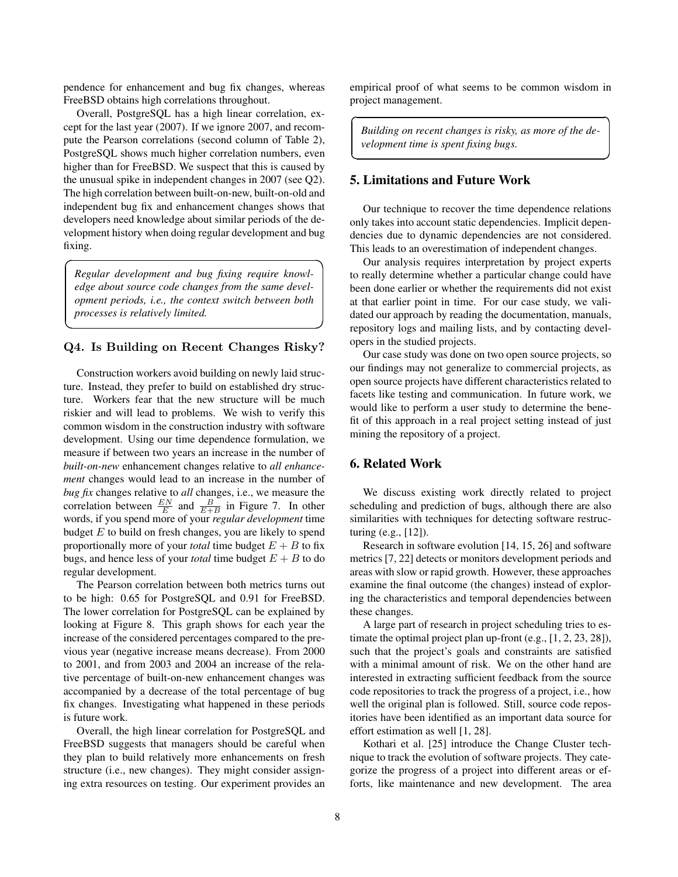pendence for enhancement and bug fix changes, whereas FreeBSD obtains high correlations throughout.

Overall, PostgreSQL has a high linear correlation, except for the last year (2007). If we ignore 2007, and recompute the Pearson correlations (second column of Table 2), PostgreSQL shows much higher correlation numbers, even higher than for FreeBSD. We suspect that this is caused by the unusual spike in independent changes in 2007 (see Q2). The high correlation between built-on-new, built-on-old and independent bug fix and enhancement changes shows that developers need knowledge about similar periods of the development history when doing regular development and bug fixing.

> *Regular development and bug fixing require knowledge about source code changes from the same development periods, i.e., the context switch between both processes is relatively limited.*

### Q4. Is Building on Recent Changes Risky?

Construction workers avoid building on newly laid structure. Instead, they prefer to build on established dry structure. Workers fear that the new structure will be much riskier and will lead to problems. We wish to verify this common wisdom in the construction industry with software development. Using our time dependence formulation, we measure if between two years an increase in the number of *built-on-new* enhancement changes relative to *all enhancement* changes would lead to an increase in the number of *bug fix* changes relative to *all* changes, i.e., we measure the correlation between $\frac{EN}{E}$ and $\frac{B}{E+B}$ in Figure 7. In other words, if you spend more of your *regular development* time budget $E$ to build on fresh changes, you are likely to spend proportionally more of your *total* time budget $E + B$ to fix bugs, and hence less of your *total* time budget $E + B$ to do regular development.

The Pearson correlation between both metrics turns out to be high: 0.65 for PostgreSQL and 0.91 for FreeBSD. The lower correlation for PostgreSQL can be explained by looking at Figure 8. This graph shows for each year the increase of the considered percentages compared to the previous year (negative increase means decrease). From 2000 to 2001, and from 2003 and 2004 an increase of the relative percentage of built-on-new enhancement changes was accompanied by a decrease of the total percentage of bug fix changes. Investigating what happened in these periods is future work.

Overall, the high linear correlation for PostgreSQL and FreeBSD suggests that managers should be careful when they plan to build relatively more enhancements on fresh structure (i.e., new changes). They might consider assigning extra resources on testing. Our experiment provides an empirical proof of what seems to be common wisdom in project management.

> *Building on recent changes is risky, as more of the development time is spent fixing bugs.*

## 5. Limitations and Future Work

Our technique to recover the time dependence relations only takes into account static dependencies. Implicit dependencies due to dynamic dependencies are not considered. This leads to an overestimation of independent changes.

Our analysis requires interpretation by project experts to really determine whether a particular change could have been done earlier or whether the requirements did not exist at that earlier point in time. For our case study, we validated our approach by reading the documentation, manuals, repository logs and mailing lists, and by contacting developers in the studied projects.

Our case study was done on two open source projects, so our findings may not generalize to commercial projects, as open source projects have different characteristics related to facets like testing and communication. In future work, we would like to perform a user study to determine the benefit of this approach in a real project setting instead of just mining the repository of a project.

## 6. Related Work

We discuss existing work directly related to project scheduling and prediction of bugs, although there are also similarities with techniques for detecting software restructuring (e.g., [12]).

Research in software evolution [14, 15, 26] and software metrics [7, 22] detects or monitors development periods and areas with slow or rapid growth. However, these approaches examine the final outcome (the changes) instead of exploring the characteristics and temporal dependencies between these changes.

A large part of research in project scheduling tries to estimate the optimal project plan up-front (e.g., [1, 2, 23, 28]), such that the project's goals and constraints are satisfied with a minimal amount of risk. We on the other hand are interested in extracting sufficient feedback from the source code repositories to track the progress of a project, i.e., how well the original plan is followed. Still, source code repositories have been identified as an important data source for effort estimation as well [1, 28].

Kothari et al. [25] introduce the Change Cluster technique to track the evolution of software projects. They categorize the progress of a project into different areas or efforts, like maintenance and new development. The area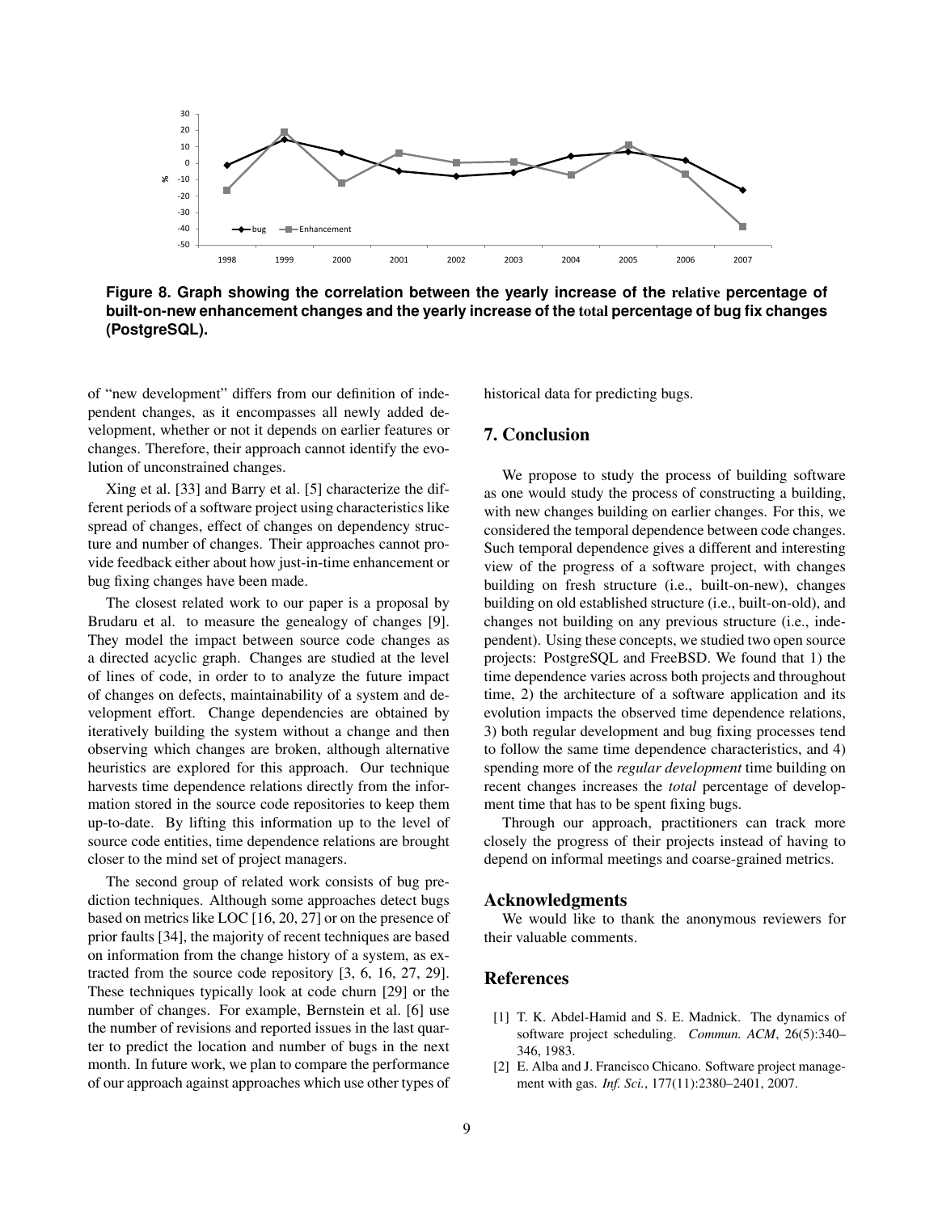**Figure 8. Graph showing the correlation between the yearly increase of the relative percentage of built-on-new enhancement changes and the yearly increase of the total percentage of bug fix changes (PostgreSQL).**

of "new development" differs from our definition of independent changes, as it encompasses all newly added development, whether or not it depends on earlier features or changes. Therefore, their approach cannot identify the evolution of unconstrained changes.

Xing et al. [33] and Barry et al. [5] characterize the different periods of a software project using characteristics like spread of changes, effect of changes on dependency structure and number of changes. Their approaches cannot provide feedback either about how just-in-time enhancement or bug fixing changes have been made.

The closest related work to our paper is a proposal by Brudaru et al. to measure the genealogy of changes [9]. They model the impact between source code changes as a directed acyclic graph. Changes are studied at the level of lines of code, in order to to analyze the future impact of changes on defects, maintainability of a system and development effort. Change dependencies are obtained by iteratively building the system without a change and then observing which changes are broken, although alternative heuristics are explored for this approach. Our technique harvests time dependence relations directly from the information stored in the source code repositories to keep them up-to-date. By lifting this information up to the level of source code entities, time dependence relations are brought closer to the mind set of project managers.

The second group of related work consists of bug prediction techniques. Although some approaches detect bugs based on metrics like LOC [16, 20, 27] or on the presence of prior faults [34], the majority of recent techniques are based on information from the change history of a system, as extracted from the source code repository [3, 6, 16, 27, 29]. These techniques typically look at code churn [29] or the number of changes. For example, Bernstein et al. [6] use the number of revisions and reported issues in the last quarter to predict the location and number of bugs in the next month. In future work, we plan to compare the performance of our approach against approaches which use other types of historical data for predicting bugs.

## 7. Conclusion

We propose to study the process of building software as one would study the process of constructing a building, with new changes building on earlier changes. For this, we considered the temporal dependence between code changes. Such temporal dependence gives a different and interesting view of the progress of a software project, with changes building on fresh structure (i.e., built-on-new), changes building on old established structure (i.e., built-on-old), and changes not building on any previous structure (i.e., independent). Using these concepts, we studied two open source projects: PostgreSQL and FreeBSD. We found that 1) the time dependence varies across both projects and throughout time, 2) the architecture of a software application and its evolution impacts the observed time dependence relations, 3) both regular development and bug fixing processes tend to follow the same time dependence characteristics, and 4) spending more of the *regular development* time building on recent changes increases the *total* percentage of development time that has to be spent fixing bugs.

Through our approach, practitioners can track more closely the progress of their projects instead of having to depend on informal meetings and coarse-grained metrics.

## Acknowledgments

We would like to thank the anonymous reviewers for their valuable comments.

## References

[1] T. K. Abdel-Hamid and S. E. Madnick. The dynamics of software project scheduling. *Commun. ACM*, 26(5):340–346, 1983.

[2] E. Alba and J. Francisco Chicano. Software project management with gas. *Inf. Sci.*, 177(11):2380–2401, 2007.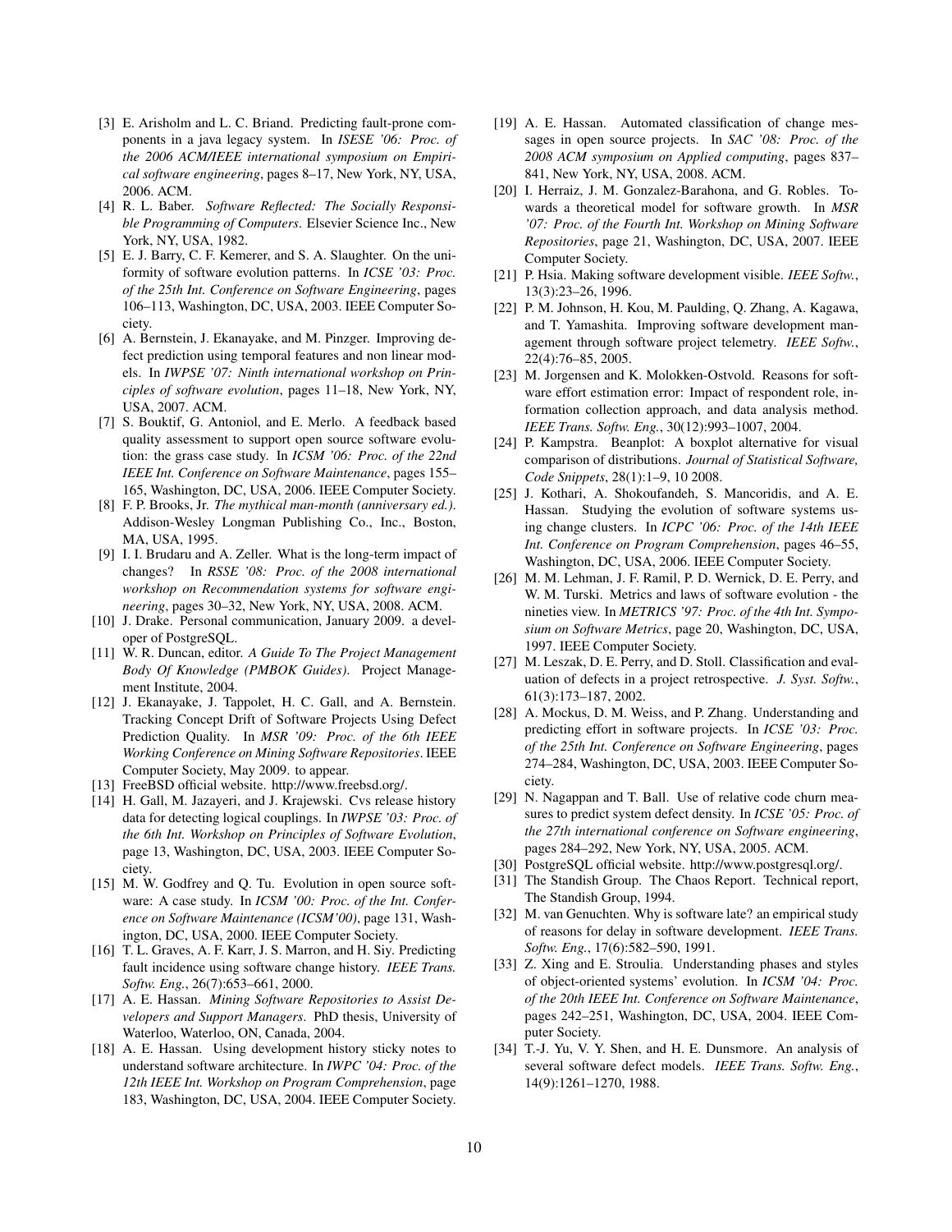[3] E. Arisholm and L. C. Briand. Predicting fault-prone components in a java legacy system. In *ISESE '06: Proc. of the 2006 ACM/IEEE international symposium on Empirical software engineering*, pages 8–17, New York, NY, USA, 2006. ACM.

[4] R. L. Baber. *Software Reflected: The Socially Responsible Programming of Computers*. Elsevier Science Inc., New York, NY, USA, 1982.

[5] E. J. Barry, C. F. Kemerer, and S. A. Slaughter. On the uniformity of software evolution patterns. In *ICSE '03: Proc. of the 25th Int. Conference on Software Engineering*, pages 106–113, Washington, DC, USA, 2003. IEEE Computer Society.

[6] A. Bernstein, J. Ekanayake, and M. Pinzger. Improving defect prediction using temporal features and non linear models. In *IWPSE '07: Ninth international workshop on Principles of software evolution*, pages 11–18, New York, NY, USA, 2007. ACM.

[7] S. Bouktif, G. Antoniol, and E. Merlo. A feedback based quality assessment to support open source software evolution: the grass case study. In *ICSM '06: Proc. of the 22nd IEEE Int. Conference on Software Maintenance*, pages 155–165, Washington, DC, USA, 2006. IEEE Computer Society.

[8] F. P. Brooks, Jr. *The mythical man-month (anniversary ed.)*. Addison-Wesley Longman Publishing Co., Inc., Boston, MA, USA, 1995.

[9] I. I. Brudaru and A. Zeller. What is the long-term impact of changes? In *RSSE '08: Proc. of the 2008 international workshop on Recommendation systems for software engineering*, pages 30–32, New York, NY, USA, 2008. ACM.

[10] J. Drake. Personal communication, January 2009. a developer of PostgreSQL.

[11] W. R. Duncan, editor. *A Guide To The Project Management Body Of Knowledge (PMBOK Guides)*. Project Management Institute, 2004.

[12] J. Ekanayake, J. Tappolet, H. C. Gall, and A. Bernstein. Tracking Concept Drift of Software Projects Using Defect Prediction Quality. In *MSR '09: Proc. of the 6th IEEE Working Conference on Mining Software Repositories*. IEEE Computer Society, May 2009. to appear.

[13] FreeBSD official website. http://www.freebsd.org/.

[14] H. Gall, M. Jazayeri, and J. Krajewski. Cvs release history data for detecting logical couplings. In *IWPSE '03: Proc. of the 6th Int. Workshop on Principles of Software Evolution*, page 13, Washington, DC, USA, 2003. IEEE Computer Society.

[15] M. W. Godfrey and Q. Tu. Evolution in open source software: A case study. In *ICSM '00: Proc. of the Int. Conference on Software Maintenance (ICSM'00)*, page 131, Washington, DC, USA, 2000. IEEE Computer Society.

[16] T. L. Graves, A. F. Karr, J. S. Marron, and H. Siy. Predicting fault incidence using software change history. *IEEE Trans. Softw. Eng.*, 26(7):653–661, 2000.

[17] A. E. Hassan. *Mining Software Repositories to Assist Developers and Support Managers*. PhD thesis, University of Waterloo, Waterloo, ON, Canada, 2004.

[18] A. E. Hassan. Using development history sticky notes to understand software architecture. In *IWPC '04: Proc. of the 12th IEEE Int. Workshop on Program Comprehension*, page 183, Washington, DC, USA, 2004. IEEE Computer Society.

[19] A. E. Hassan. Automated classification of change messages in open source projects. In *SAC '08: Proc. of the 2008 ACM symposium on Applied computing*, pages 837–841, New York, NY, USA, 2008. ACM.

[20] I. Herraiz, J. M. Gonzalez-Barahona, and G. Robles. Towards a theoretical model for software growth. In *MSR '07: Proc. of the Fourth Int. Workshop on Mining Software Repositories*, page 21, Washington, DC, USA, 2007. IEEE Computer Society.

[21] P. Hsia. Making software development visible. *IEEE Softw.*, 13(3):23–26, 1996.

[22] P. M. Johnson, H. Kou, M. Paulding, Q. Zhang, A. Kagawa, and T. Yamashita. Improving software development management through software project telemetry. *IEEE Softw.*, 22(4):76–85, 2005.

[23] M. Jorgensen and K. Molokken-Ostvold. Reasons for software effort estimation error: Impact of respondent role, information collection approach, and data analysis method. *IEEE Trans. Softw. Eng.*, 30(12):993–1007, 2004.

[24] P. Kampstra. Beanplot: A boxplot alternative for visual comparison of distributions. *Journal of Statistical Software, Code Snippets*, 28(1):1–9, 10 2008.

[25] J. Kothari, A. Shokoufandeh, S. Mancoridis, and A. E. Hassan. Studying the evolution of software systems using change clusters. In *ICPC '06: Proc. of the 14th IEEE Int. Conference on Program Comprehension*, pages 46–55, Washington, DC, USA, 2006. IEEE Computer Society.

[26] M. M. Lehman, J. F. Ramil, P. D. Wernick, D. E. Perry, and W. M. Turski. Metrics and laws of software evolution - the nineties view. In *METRICS '97: Proc. of the 4th Int. Symposium on Software Metrics*, page 20, Washington, DC, USA, 1997. IEEE Computer Society.

[27] M. Leszak, D. E. Perry, and D. Stoll. Classification and evaluation of defects in a project retrospective. *J. Syst. Softw.*, 61(3):173–187, 2002.

[28] A. Mockus, D. M. Weiss, and P. Zhang. Understanding and predicting effort in software projects. In *ICSE '03: Proc. of the 25th Int. Conference on Software Engineering*, pages 274–284, Washington, DC, USA, 2003. IEEE Computer Society.

[29] N. Nagappan and T. Ball. Use of relative code churn measures to predict system defect density. In *ICSE '05: Proc. of the 27th international conference on Software engineering*, pages 284–292, New York, NY, USA, 2005. ACM.

[30] PostgreSQL official website. http://www.postgresql.org/.

[31] The Standish Group. The Chaos Report. Technical report, The Standish Group, 1994.

[32] M. van Genuchten. Why is software late? an empirical study of reasons for delay in software development. *IEEE Trans. Softw. Eng.*, 17(6):582–590, 1991.

[33] Z. Xing and E. Stroulia. Understanding phases and styles of object-oriented systems' evolution. In *ICSM '04: Proc. of the 20th IEEE Int. Conference on Software Maintenance*, pages 242–251, Washington, DC, USA, 2004. IEEE Computer Society.

[34] T.-J. Yu, V. Y. Shen, and H. E. Dunsmore. An analysis of several software defect models. *IEEE Trans. Softw. Eng.*, 14(9):1261–1270, 1988.